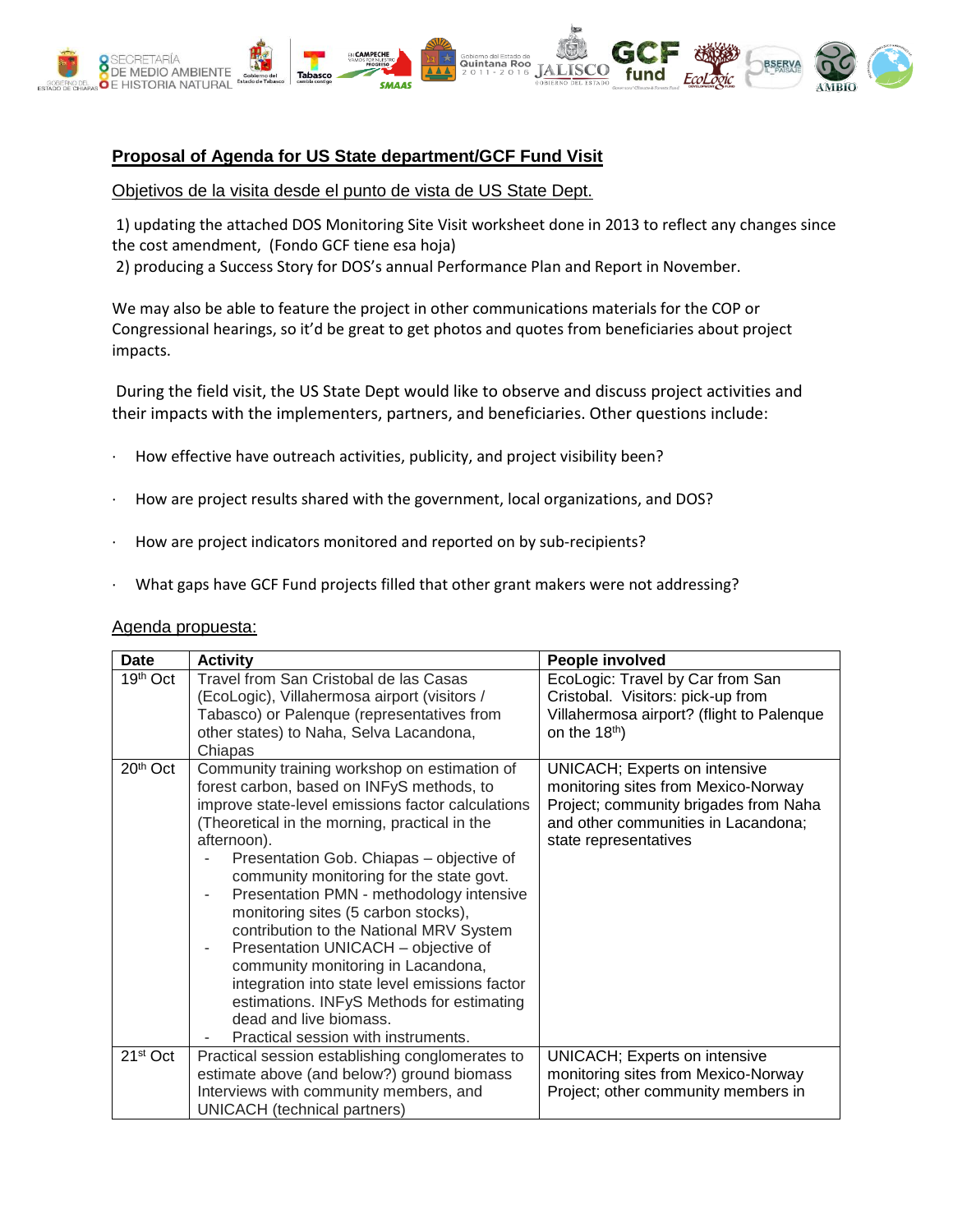**Proposal of Agenda for US State department/GCF Fund Visit**

Objetivos de la visita desde el punto de vista de US State Dept.

1) updating the attached DOS Monitoring Site Visit worksheet done in 2013 to reflect any changes since the cost amendment, (Fondo GCF tiene esa hoja)
2) producing a Success Story for DOS's annual Performance Plan and Report in November.

We may also be able to feature the project in other communications materials for the COP or Congressional hearings, so it'd be great to get photos and quotes from beneficiaries about project impacts.

During the field visit, the US State Dept would like to observe and discuss project activities and their impacts with the implementers, partners, and beneficiaries. Other questions include:

- How effective have outreach activities, publicity, and project visibility been?
- How are project results shared with the government, local organizations, and DOS?
- How are project indicators monitored and reported on by sub-recipients?
- What gaps have GCF Fund projects filled that other grant makers were not addressing?

Agenda propuesta:

| Date | Activity | People involved |
|---|---|---|
| 19th Oct | Travel from San Cristobal de las Casas (EcoLogic), Villahermosa airport (visitors / Tabasco) or Palenque (representatives from other states) to Naha, Selva Lacandona, Chiapas | EcoLogic: Travel by Car from San Cristobal. Visitors: pick-up from Villahermosa airport? (flight to Palenque on the 18th) |
| 20th Oct | Community training workshop on estimation of forest carbon, based on INFyS methods, to improve state-level emissions factor calculations (Theoretical in the morning, practical in the afternoon).<br>- Presentation Gob. Chiapas – objective of community monitoring for the state govt.<br>- Presentation PMN - methodology intensive monitoring sites (5 carbon stocks), contribution to the National MRV System<br>- Presentation UNICACH – objective of community monitoring in Lacandona, integration into state level emissions factor estimations. INFyS Methods for estimating dead and live biomass.<br>- Practical session with instruments. | UNICACH; Experts on intensive monitoring sites from Mexico-Norway Project; community brigades from Naha and other communities in Lacandona; state representatives |
| 21st Oct | Practical session establishing conglomerates to estimate above (and below?) ground biomass Interviews with community members, and UNICACH (technical partners) | UNICACH; Experts on intensive monitoring sites from Mexico-Norway Project; other community members in |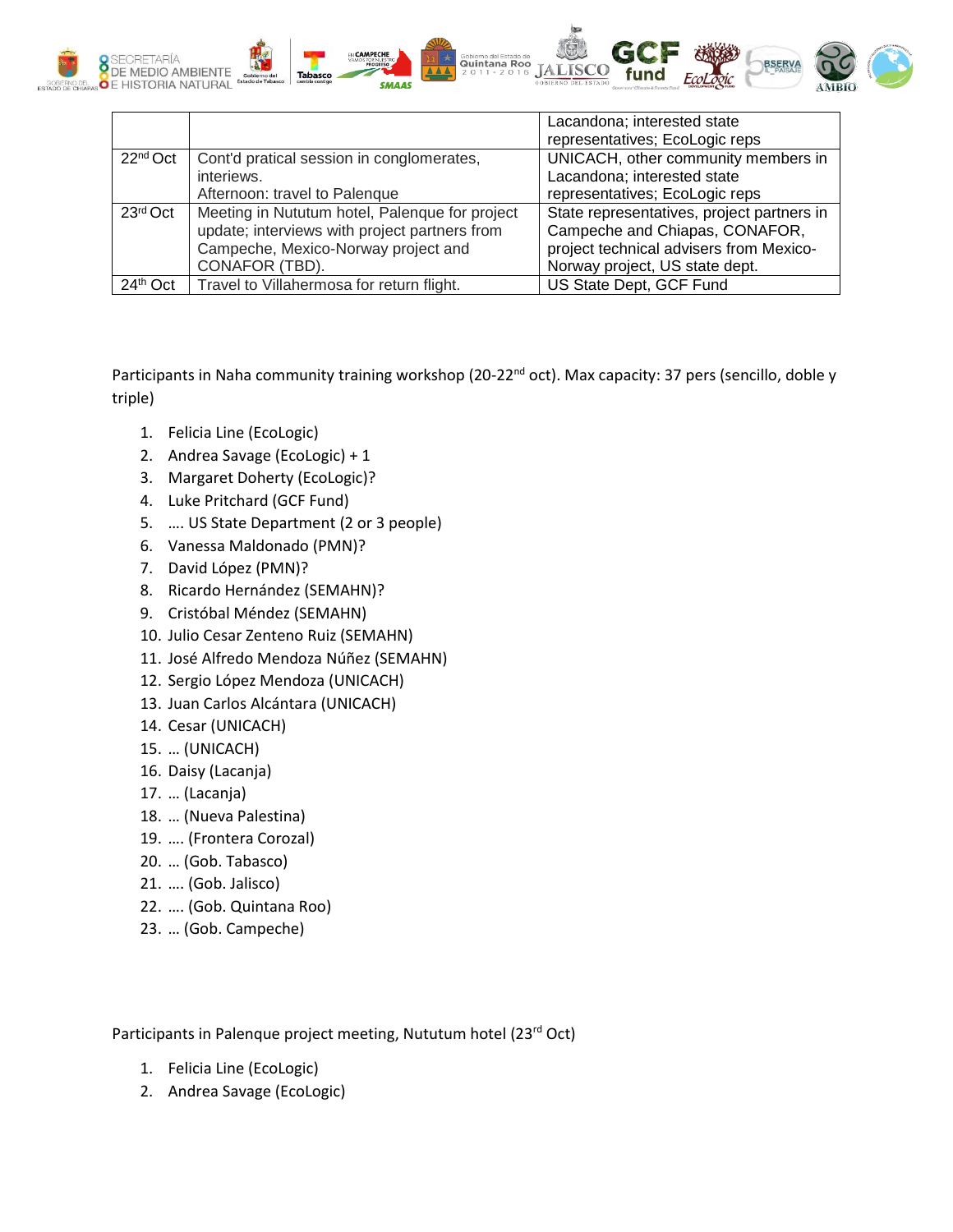| | | |
|---|---|---|
| | | Lacandona; interested state representatives; EcoLogic reps |
| 22nd Oct | Cont'd pratical session in conglomerates, interiews.<br>Afternoon: travel to Palenque | UNICACH, other community members in Lacandona; interested state representatives; EcoLogic reps |
| 23rd Oct | Meeting in Nututum hotel, Palenque for project update; interviews with project partners from Campeche, Mexico-Norway project and CONAFOR (TBD). | State representatives, project partners in Campeche and Chiapas, CONAFOR, project technical advisers from Mexico-Norway project, US state dept. |
| 24th Oct | Travel to Villahermosa for return flight. | US State Dept, GCF Fund |

Participants in Naha community training workshop (20-22nd oct). Max capacity: 37 pers (sencillo, doble y triple)

1. Felicia Line (EcoLogic)
2. Andrea Savage (EcoLogic) + 1
3. Margaret Doherty (EcoLogic)?
4. Luke Pritchard (GCF Fund)
5. …. US State Department (2 or 3 people)
6. Vanessa Maldonado (PMN)?
7. David López (PMN)?
8. Ricardo Hernández (SEMAHN)?
9. Cristóbal Méndez (SEMAHN)
10. Julio Cesar Zenteno Ruiz (SEMAHN)
11. José Alfredo Mendoza Núñez (SEMAHN)
12. Sergio López Mendoza (UNICACH)
13. Juan Carlos Alcántara (UNICACH)
14. Cesar (UNICACH)
15. … (UNICACH)
16. Daisy (Lacanja)
17. … (Lacanja)
18. … (Nueva Palestina)
19. …. (Frontera Corozal)
20. … (Gob. Tabasco)
21. …. (Gob. Jalisco)
22. …. (Gob. Quintana Roo)
23. … (Gob. Campeche)

Participants in Palenque project meeting, Nututum hotel (23rd Oct)

1. Felicia Line (EcoLogic)
2. Andrea Savage (EcoLogic)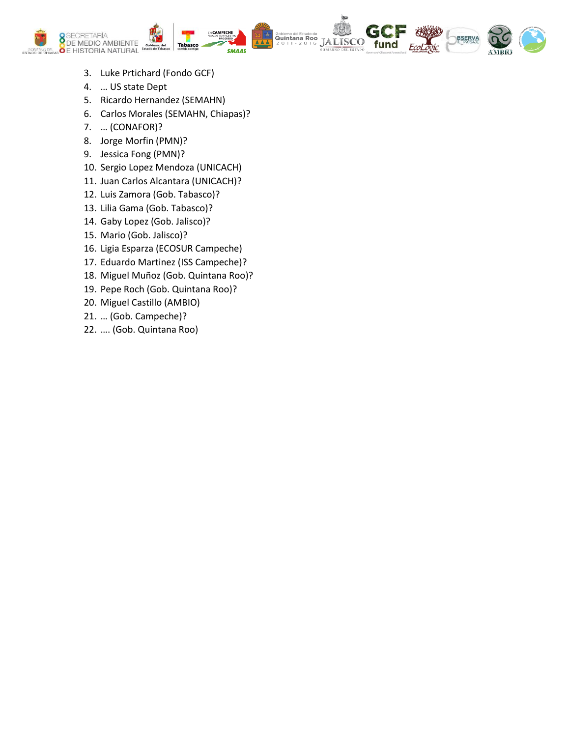3. Luke Prtichard (Fondo GCF)
4. … US state Dept
5. Ricardo Hernandez (SEMAHN)
6. Carlos Morales (SEMAHN, Chiapas)?
7. … (CONAFOR)?
8. Jorge Morfin (PMN)?
9. Jessica Fong (PMN)?
10. Sergio Lopez Mendoza (UNICACH)
11. Juan Carlos Alcantara (UNICACH)?
12. Luis Zamora (Gob. Tabasco)?
13. Lilia Gama (Gob. Tabasco)?
14. Gaby Lopez (Gob. Jalisco)?
15. Mario (Gob. Jalisco)?
16. Ligia Esparza (ECOSUR Campeche)
17. Eduardo Martinez (ISS Campeche)?
18. Miguel Muñoz (Gob. Quintana Roo)?
19. Pepe Roch (Gob. Quintana Roo)?
20. Miguel Castillo (AMBIO)
21. … (Gob. Campeche)?
22. …. (Gob. Quintana Roo)